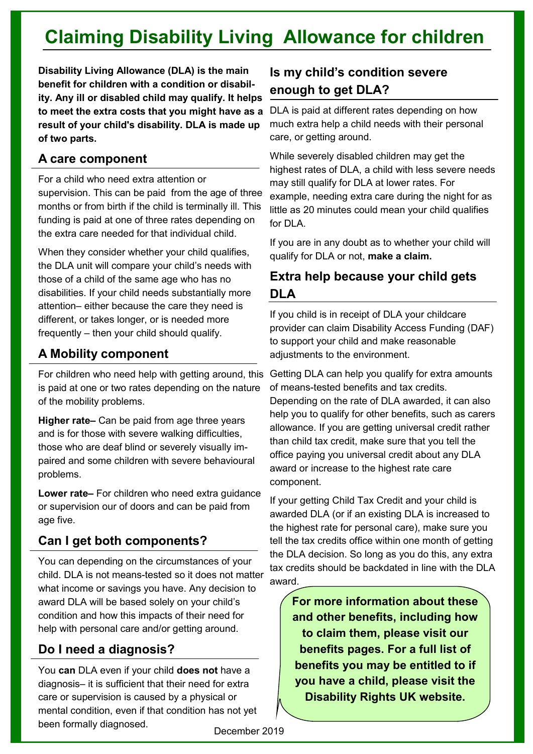# Claiming Disability Living Allowance for children

**Disability Living Allowance (DLA) is the main benefit for children with a condition or disability. Any ill or disabled child may qualify. It helps to meet the extra costs that you might have as a result of your child's disability. DLA is made up of two parts.**

## A care component

For a child who need extra attention or supervision. This can be paid from the age of three months or from birth if the child is terminally ill. This funding is paid at one of three rates depending on the extra care needed for that individual child.

When they consider whether your child qualifies, the DLA unit will compare your child's needs with those of a child of the same age who has no disabilities. If your child needs substantially more attention– either because the care they need is different, or takes longer, or is needed more frequently – then your child should qualify.

## A Mobility component

For children who need help with getting around, this is paid at one or two rates depending on the nature of the mobility problems.

**Higher rate–** Can be paid from age three years and is for those with severe walking difficulties, those who are deaf blind or severely visually impaired and some children with severe behavioural problems.

**Lower rate–** For children who need extra guidance or supervision our of doors and can be paid from age five.

## Can I get both components?

You can depending on the circumstances of your child. DLA is not means-tested so it does not matter what income or savings you have. Any decision to award DLA will be based solely on your child's condition and how this impacts of their need for help with personal care and/or getting around.

## Do I need a diagnosis?

You **can** DLA even if your child **does not** have a diagnosis– it is sufficient that their need for extra care or supervision is caused by a physical or mental condition, even if that condition has not yet been formally diagnosed.

## Is my child's condition severe enough to get DLA?

DLA is paid at different rates depending on how much extra help a child needs with their personal care, or getting around.

While severely disabled children may get the highest rates of DLA, a child with less severe needs may still qualify for DLA at lower rates. For example, needing extra care during the night for as little as 20 minutes could mean your child qualifies for DLA.

If you are in any doubt as to whether your child will qualify for DLA or not, **make a claim.**

## Extra help because your child gets DLA

If you child is in receipt of DLA your childcare provider can claim Disability Access Funding (DAF) to support your child and make reasonable adjustments to the environment.

Getting DLA can help you qualify for extra amounts of means-tested benefits and tax credits. Depending on the rate of DLA awarded, it can also help you to qualify for other benefits, such as carers allowance. If you are getting universal credit rather than child tax credit, make sure that you tell the office paying you universal credit about any DLA award or increase to the highest rate care component.

If your getting Child Tax Credit and your child is awarded DLA (or if an existing DLA is increased to the highest rate for personal care), make sure you tell the tax credits office within one month of getting the DLA decision. So long as you do this, any extra tax credits should be backdated in line with the DLA award.

**For more information about these and other benefits, including how to claim them, please visit our benefits pages. For a full list of benefits you may be entitled to if you have a child, please visit the Disability Rights UK website.**

December 2019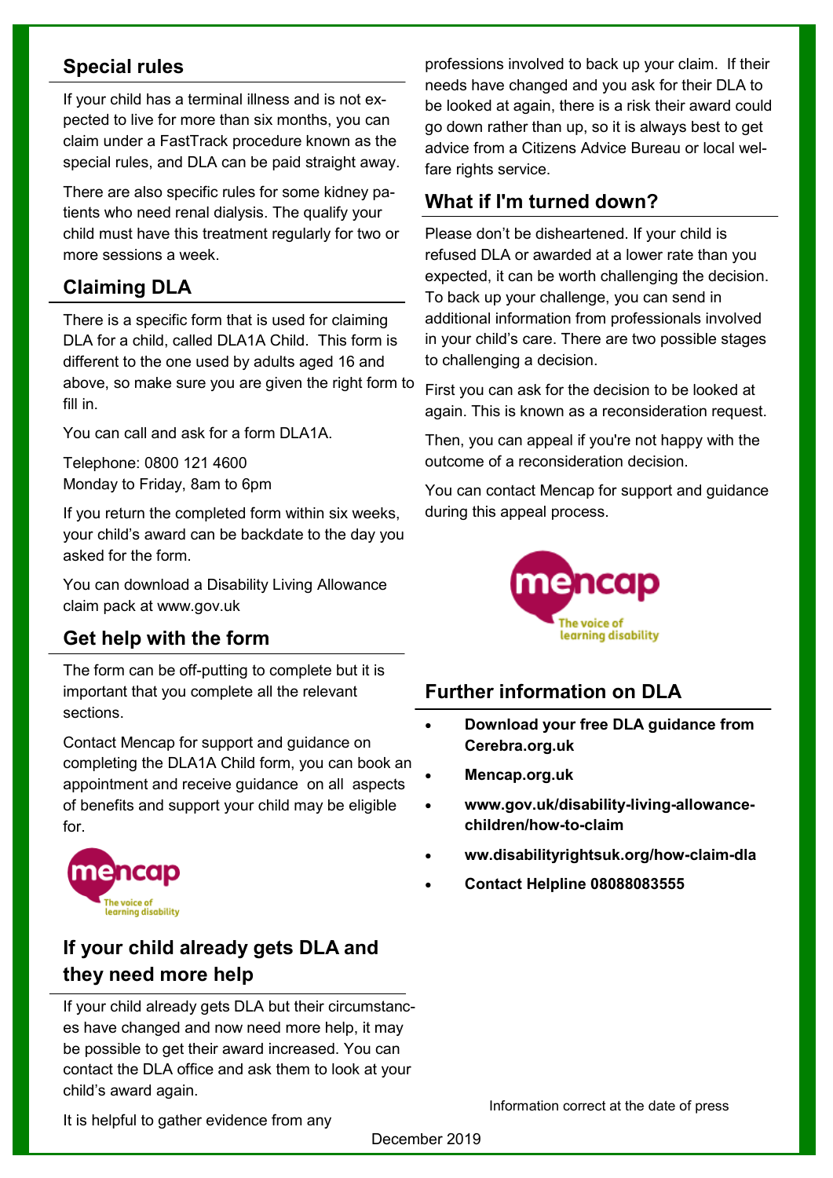## Special rules

If your child has a terminal illness and is not expected to live for more than six months, you can claim under a FastTrack procedure known as the special rules, and DLA can be paid straight away.

There are also specific rules for some kidney patients who need renal dialysis. The qualify your child must have this treatment regularly for two or more sessions a week.

## Claiming DLA

There is a specific form that is used for claiming DLA for a child, called DLA1A Child. This form is different to the one used by adults aged 16 and above, so make sure you are given the right form to fill in.

You can call and ask for a form DLA1A.

Telephone: 0800 121 4600
Monday to Friday, 8am to 6pm

If you return the completed form within six weeks, your child's award can be backdate to the day you asked for the form.

You can download a Disability Living Allowance claim pack at www.gov.uk

## Get help with the form

The form can be off-putting to complete but it is important that you complete all the relevant sections.

Contact Mencap for support and guidance on completing the DLA1A Child form, you can book an appointment and receive guidance on all aspects of benefits and support your child may be eligible for.

## If your child already gets DLA and they need more help

If your child already gets DLA but their circumstances have changed and now need more help, it may be possible to get their award increased. You can contact the DLA office and ask them to look at your child's award again.

It is helpful to gather evidence from any professions involved to back up your claim. If their needs have changed and you ask for their DLA to be looked at again, there is a risk their award could go down rather than up, so it is always best to get advice from a Citizens Advice Bureau or local welfare rights service.

## What if I'm turned down?

Please don't be disheartened. If your child is refused DLA or awarded at a lower rate than you expected, it can be worth challenging the decision. To back up your challenge, you can send in additional information from professionals involved in your child's care. There are two possible stages to challenging a decision.

First you can ask for the decision to be looked at again. This is known as a reconsideration request.

Then, you can appeal if you're not happy with the outcome of a reconsideration decision.

You can contact Mencap for support and guidance during this appeal process.

## Further information on DLA

- **Download your free DLA guidance from Cerebra.org.uk**
- **Mencap.org.uk**
- **www.gov.uk/disability-living-allowance-children/how-to-claim**
- **ww.disabilityrightsuk.org/how-claim-dla**
- **Contact Helpline 08088083555**

Information correct at the date of press

December 2019